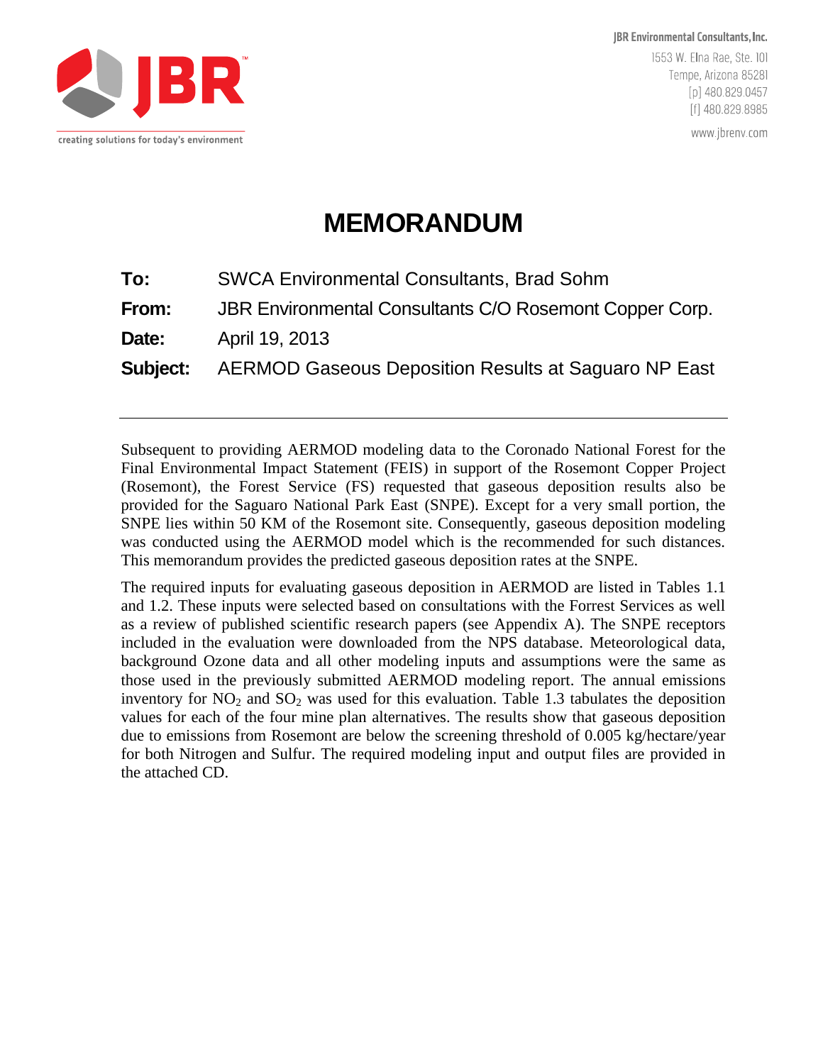JBR Environmental Consultants, Inc.
1553 W. Elna Rae, Ste. 101
Tempe, Arizona 85281
[p] 480.829.0457
[f] 480.829.8985
www.jbrenv.com

JBR™
creating solutions for today's environment

# MEMORANDUM

**To:** SWCA Environmental Consultants, Brad Sohm

**From:** JBR Environmental Consultants C/O Rosemont Copper Corp.

**Date:** April 19, 2013

**Subject:** AERMOD Gaseous Deposition Results at Saguaro NP East

---

Subsequent to providing AERMOD modeling data to the Coronado National Forest for the Final Environmental Impact Statement (FEIS) in support of the Rosemont Copper Project (Rosemont), the Forest Service (FS) requested that gaseous deposition results also be provided for the Saguaro National Park East (SNPE). Except for a very small portion, the SNPE lies within 50 KM of the Rosemont site. Consequently, gaseous deposition modeling was conducted using the AERMOD model which is the recommended for such distances. This memorandum provides the predicted gaseous deposition rates at the SNPE.

The required inputs for evaluating gaseous deposition in AERMOD are listed in Tables 1.1 and 1.2. These inputs were selected based on consultations with the Forrest Services as well as a review of published scientific research papers (see Appendix A). The SNPE receptors included in the evaluation were downloaded from the NPS database. Meteorological data, background Ozone data and all other modeling inputs and assumptions were the same as those used in the previously submitted AERMOD modeling report. The annual emissions inventory for $NO_2$ and $SO_2$ was used for this evaluation. Table 1.3 tabulates the deposition values for each of the four mine plan alternatives. The results show that gaseous deposition due to emissions from Rosemont are below the screening threshold of 0.005 kg/hectare/year for both Nitrogen and Sulfur. The required modeling input and output files are provided in the attached CD.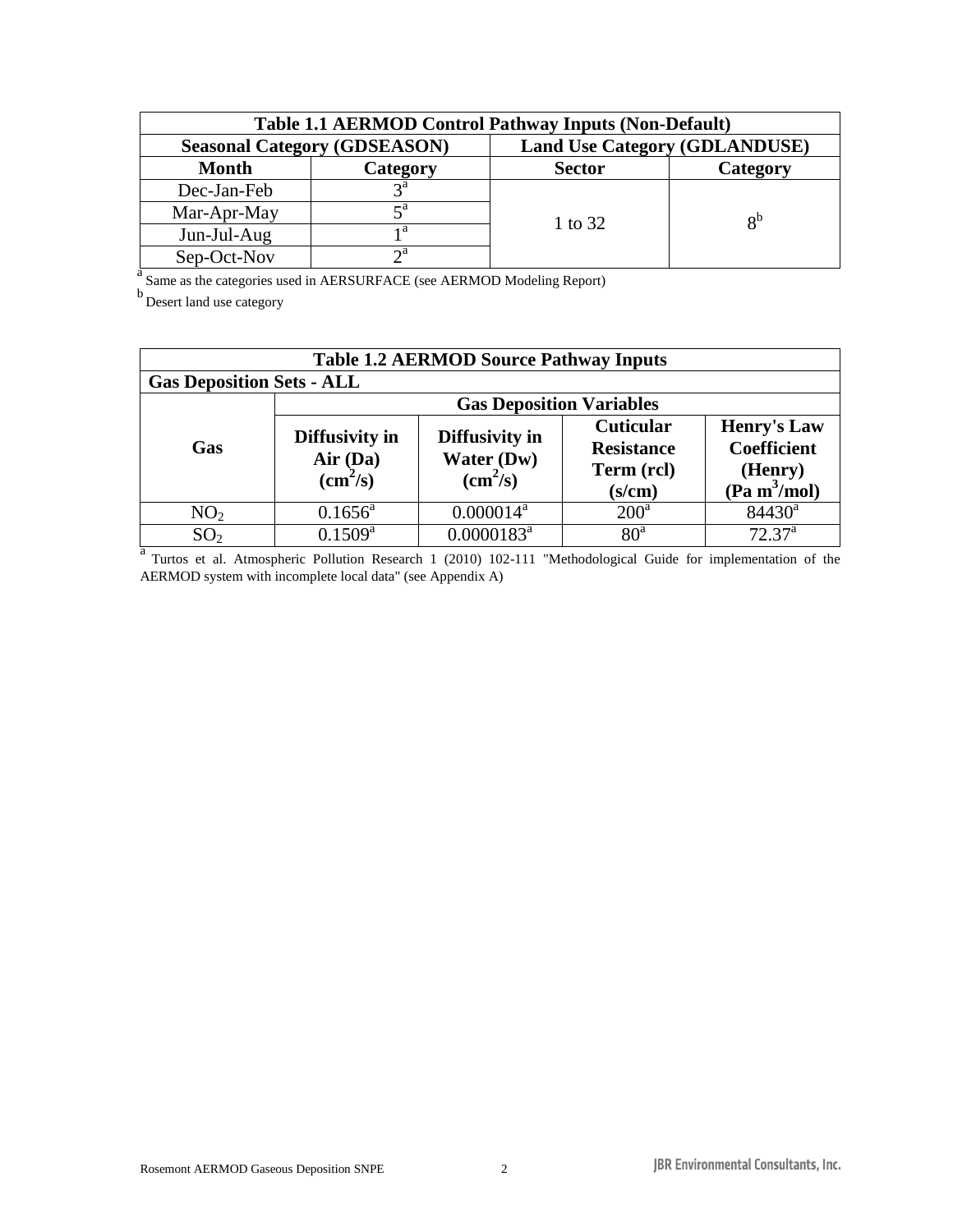| Table 1.1 AERMOD Control Pathway Inputs (Non-Default) | | | |
|---|---|---|---|
| **Seasonal Category (GDSEASON)** | | **Land Use Category (GDLANDUSE)** | |
| **Month** | **Category** | **Sector** | **Category** |
| Dec-Jan-Feb | 3[a] | 1 to 32 | 8[b] |
| Mar-Apr-May | 5[a] | | |
| Jun-Jul-Aug | 1[a] | | |
| Sep-Oct-Nov | 2[a] | | |

[a] Same as the categories used in AERSURFACE (see AERMOD Modeling Report)

[b] Desert land use category

| Table 1.2 AERMOD Source Pathway Inputs | | | | |
|---|---|---|---|---|
| **Gas Deposition Sets - ALL** | | | | |
| | **Gas Deposition Variables** | | | |
| **Gas** | **Diffusivity in Air (Da) ($cm^2/s$)** | **Diffusivity in Water (Dw) ($cm^2/s$)** | **Cuticular Resistance Term (rcl) (s/cm)** | **Henry's Law Coefficient (Henry) ($Pa\ m^3/mol$)** |
| $NO_2$ | 0.1656[a] | 0.000014[a] | 200[a] | 84430[a] |
| $SO_2$ | 0.1509[a] | 0.0000183[a] | 80[a] | 72.37[a] |

[a] Turtos et al. Atmospheric Pollution Research 1 (2010) 102-111 "Methodological Guide for implementation of the AERMOD system with incomplete local data" (see Appendix A)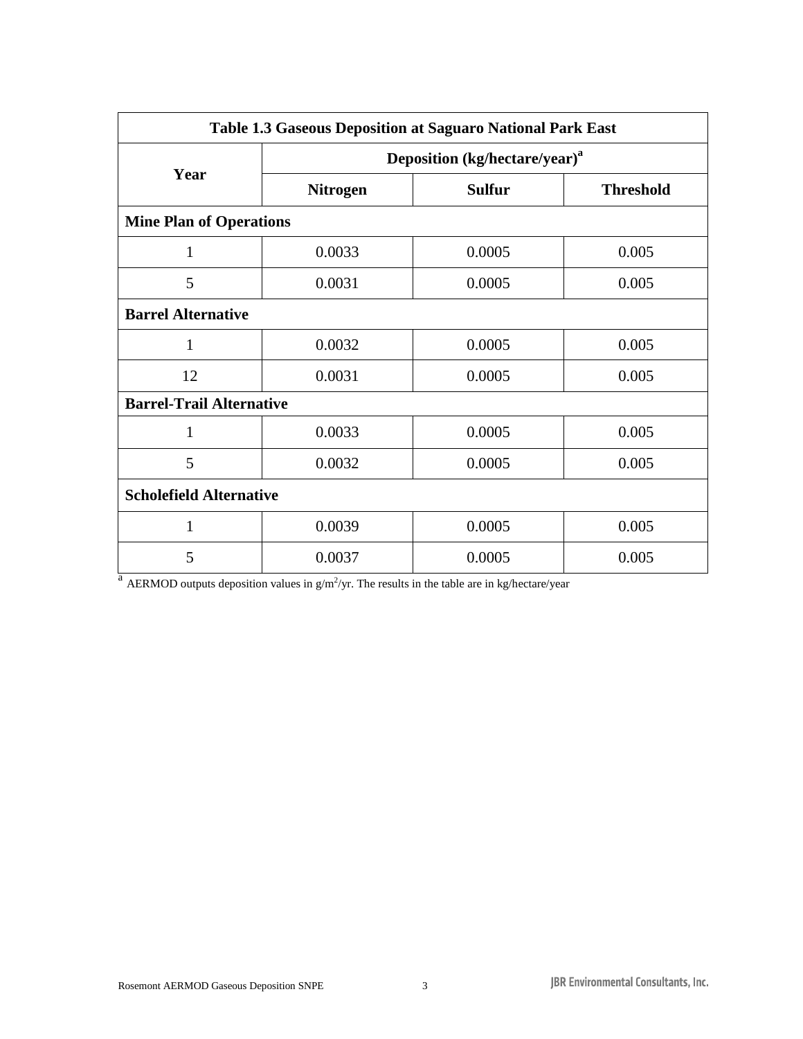| Table 1.3 Gaseous Deposition at Saguaro National Park East | | | |
|---|---|---|---|
| **Year** | **Deposition (kg/hectare/year)[a]** | | |
| | **Nitrogen** | **Sulfur** | **Threshold** |
| **Mine Plan of Operations** | | | |
| 1 | 0.0033 | 0.0005 | 0.005 |
| 5 | 0.0031 | 0.0005 | 0.005 |
| **Barrel Alternative** | | | |
| 1 | 0.0032 | 0.0005 | 0.005 |
| 12 | 0.0031 | 0.0005 | 0.005 |
| **Barrel-Trail Alternative** | | | |
| 1 | 0.0033 | 0.0005 | 0.005 |
| 5 | 0.0032 | 0.0005 | 0.005 |
| **Scholefield Alternative** | | | |
| 1 | 0.0039 | 0.0005 | 0.005 |
| 5 | 0.0037 | 0.0005 | 0.005 |

[a] AERMOD outputs deposition values in $g/m^2/yr$. The results in the table are in kg/hectare/year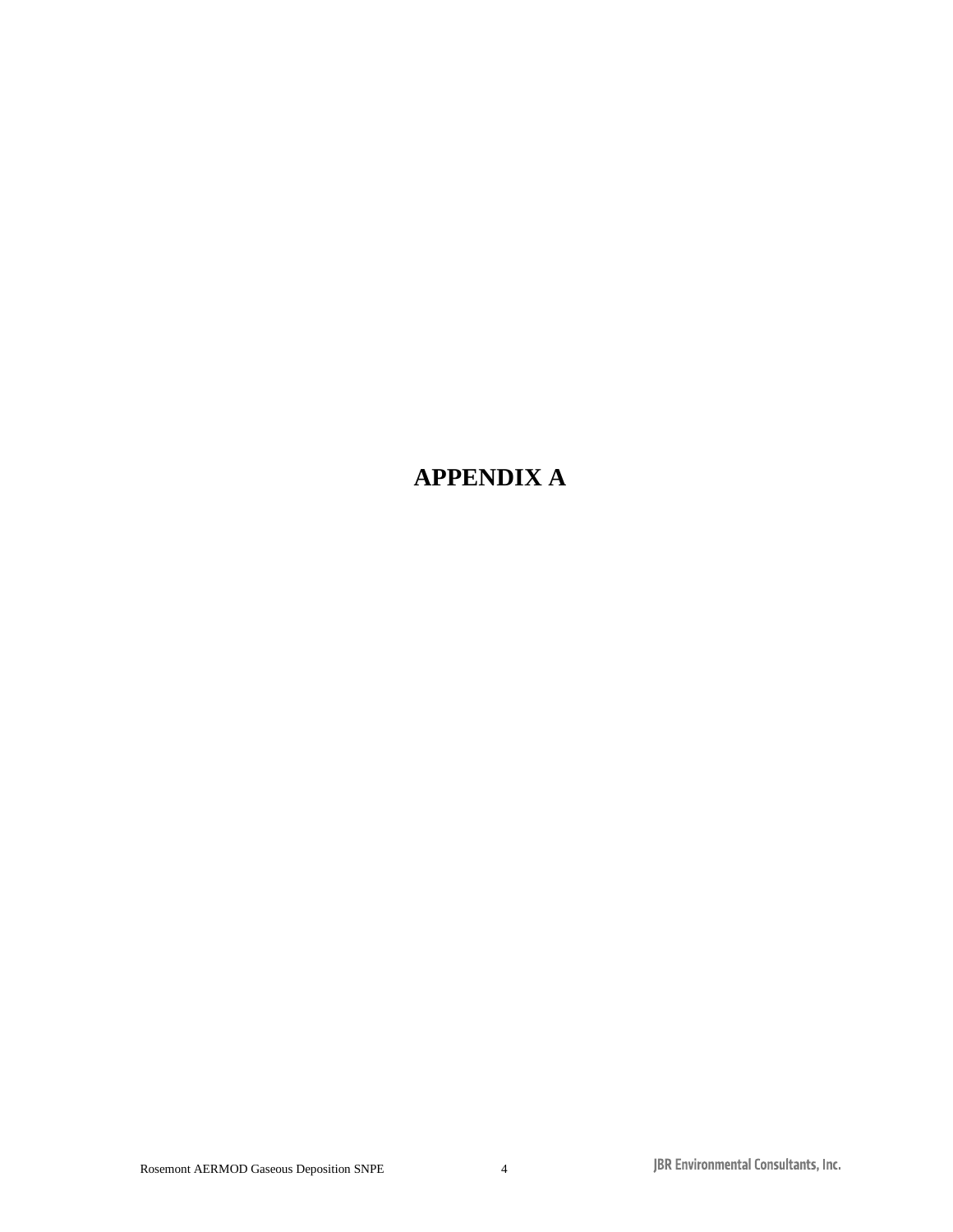# APPENDIX A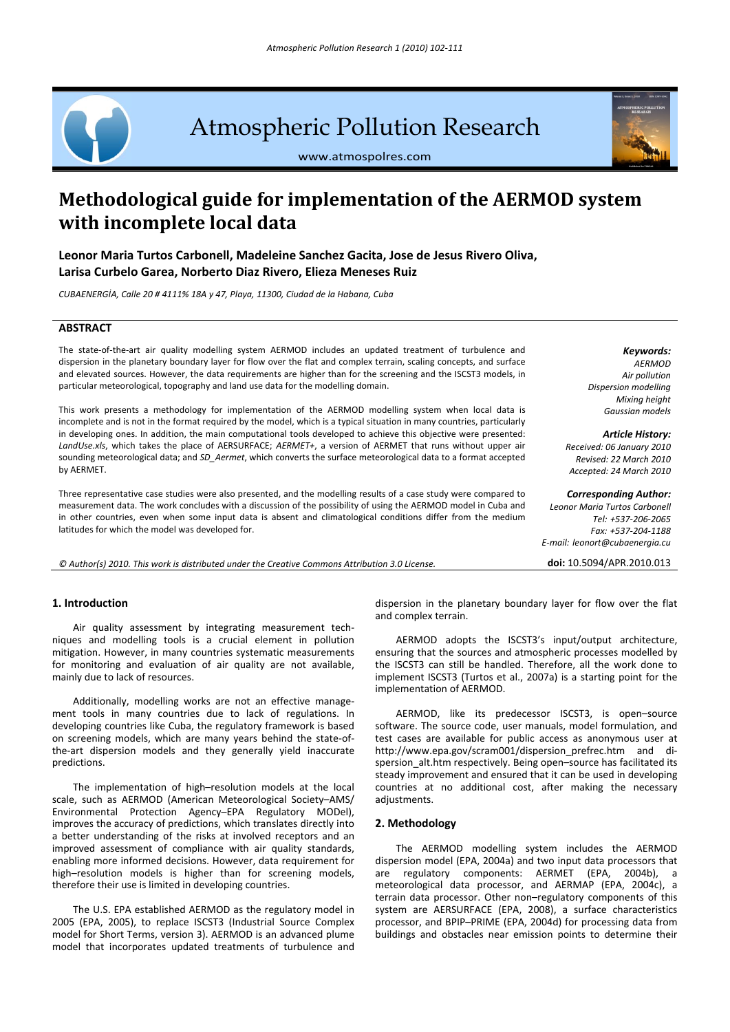# Methodological guide for implementation of the AERMOD system with incomplete local data

**Leonor Maria Turtos Carbonell, Madeleine Sanchez Gacita, Jose de Jesus Rivero Oliva, Larisa Curbelo Garea, Norberto Diaz Rivero, Elieza Meneses Ruiz**

*CUBAENERGÍA, Calle 20 # 4111% 18A y 47, Playa, 11300, Ciudad de la Habana, Cuba*

## ABSTRACT

The state-of-the-art air quality modelling system AERMOD includes an updated treatment of turbulence and dispersion in the planetary boundary layer for flow over the flat and complex terrain, scaling concepts, and surface and elevated sources. However, the data requirements are higher than for the screening and the ISCST3 models, in particular meteorological, topography and land use data for the modelling domain.

This work presents a methodology for implementation of the AERMOD modelling system when local data is incomplete and is not in the format required by the model, which is a typical situation in many countries, particularly in developing ones. In addition, the main computational tools developed to achieve this objective were presented: *LandUse.xls*, which takes the place of AERSURFACE; *AERMET+*, a version of AERMET that runs without upper air sounding meteorological data; and *SD_Aermet*, which converts the surface meteorological data to a format accepted by AERMET.

Three representative case studies were also presented, and the modelling results of a case study were compared to measurement data. The work concludes with a discussion of the possibility of using the AERMOD model in Cuba and in other countries, even when some input data is absent and climatological conditions differ from the medium latitudes for which the model was developed for.

*Keywords:*
*AERMOD*
*Air pollution*
*Dispersion modelling*
*Mixing height*
*Gaussian models*

*Article History:*
*Received: 06 January 2010*
*Revised: 22 March 2010*
*Accepted: 24 March 2010*

*Corresponding Author:*
*Leonor Maria Turtos Carbonell*
*Tel: +537-206-2065*
*Fax: +537-204-1188*
*E-mail: leonort@cubaenergia.cu*

*© Author(s) 2010. This work is distributed under the Creative Commons Attribution 3.0 License.*

**doi:** 10.5094/APR.2010.013

## 1. Introduction

Air quality assessment by integrating measurement techniques and modelling tools is a crucial element in pollution mitigation. However, in many countries systematic measurements for monitoring and evaluation of air quality are not available, mainly due to lack of resources.

Additionally, modelling works are not an effective management tools in many countries due to lack of regulations. In developing countries like Cuba, the regulatory framework is based on screening models, which are many years behind the state-of-the-art dispersion models and they generally yield inaccurate predictions.

The implementation of high–resolution models at the local scale, such as AERMOD (American Meteorological Society–AMS/ Environmental Protection Agency–EPA Regulatory MODel), improves the accuracy of predictions, which translates directly into a better understanding of the risks at involved receptors and an improved assessment of compliance with air quality standards, enabling more informed decisions. However, data requirement for high–resolution models is higher than for screening models, therefore their use is limited in developing countries.

The U.S. EPA established AERMOD as the regulatory model in 2005 (EPA, 2005), to replace ISCST3 (Industrial Source Complex model for Short Terms, version 3). AERMOD is an advanced plume model that incorporates updated treatments of turbulence and dispersion in the planetary boundary layer for flow over the flat and complex terrain.

AERMOD adopts the ISCST3's input/output architecture, ensuring that the sources and atmospheric processes modelled by the ISCST3 can still be handled. Therefore, all the work done to implement ISCST3 (Turtos et al., 2007a) is a starting point for the implementation of AERMOD.

AERMOD, like its predecessor ISCST3, is open–source software. The source code, user manuals, model formulation, and test cases are available for public access as anonymous user at http://www.epa.gov/scram001/dispersion_prefrec.htm and dispersion_alt.htm respectively. Being open–source has facilitated its steady improvement and ensured that it can be used in developing countries at no additional cost, after making the necessary adjustments.

## 2. Methodology

The AERMOD modelling system includes the AERMOD dispersion model (EPA, 2004a) and two input data processors that are regulatory components: AERMET (EPA, 2004b), a meteorological data processor, and AERMAP (EPA, 2004c), a terrain data processor. Other non–regulatory components of this system are AERSURFACE (EPA, 2008), a surface characteristics processor, and BPIP–PRIME (EPA, 2004d) for processing data from buildings and obstacles near emission points to determine their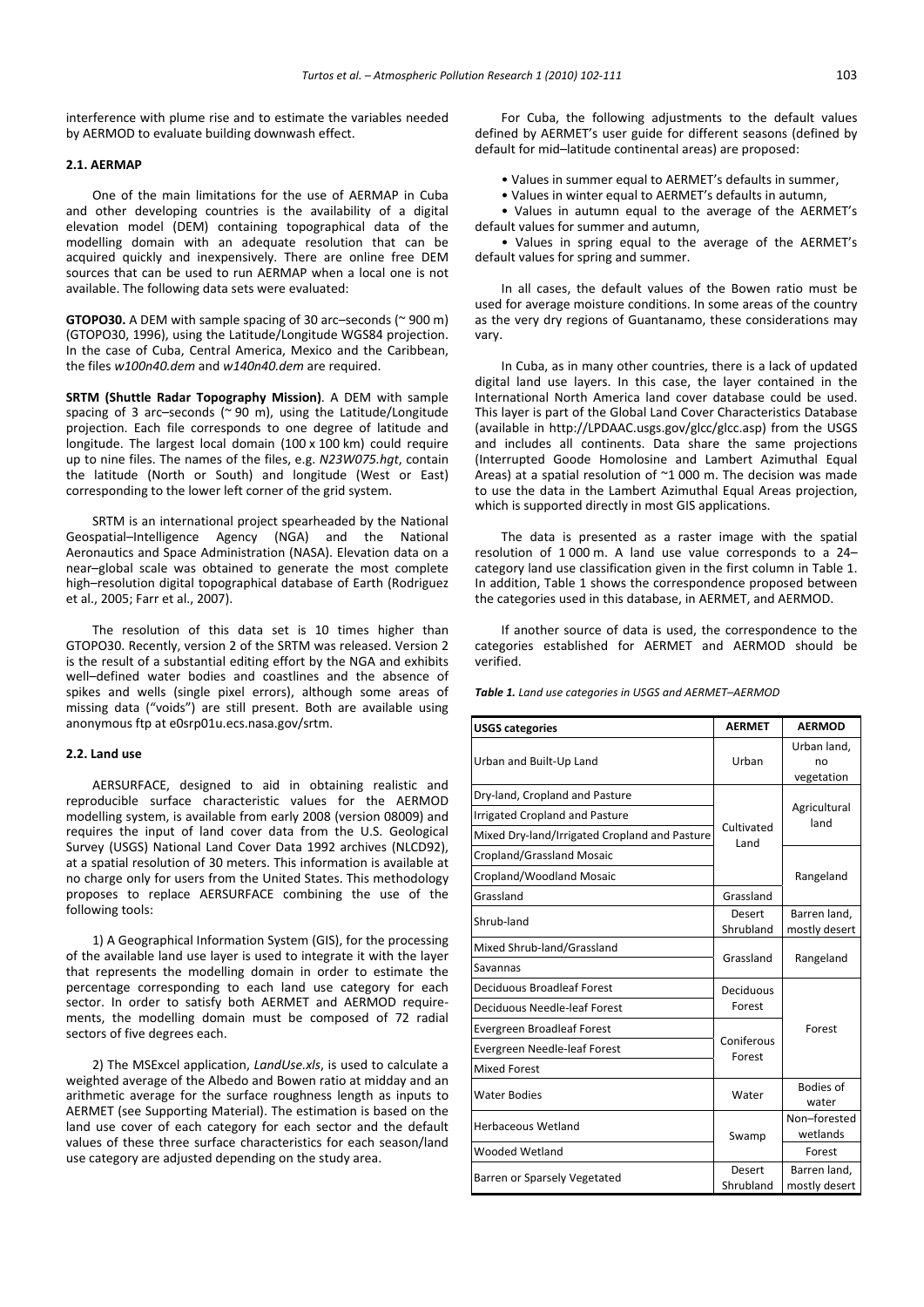interference with plume rise and to estimate the variables needed by AERMOD to evaluate building downwash effect.

### 2.1. AERMAP

One of the main limitations for the use of AERMAP in Cuba and other developing countries is the availability of a digital elevation model (DEM) containing topographical data of the modelling domain with an adequate resolution that can be acquired quickly and inexpensively. There are online free DEM sources that can be used to run AERMAP when a local one is not available. The following data sets were evaluated:

**GTOPO30.** A DEM with sample spacing of 30 arc–seconds (~ 900 m) (GTOPO30, 1996), using the Latitude/Longitude WGS84 projection. In the case of Cuba, Central America, Mexico and the Caribbean, the files *w100n40.dem* and *w140n40.dem* are required.

**SRTM (Shuttle Radar Topography Mission)**. A DEM with sample spacing of 3 arc–seconds (~ 90 m), using the Latitude/Longitude projection. Each file corresponds to one degree of latitude and longitude. The largest local domain (100 x 100 km) could require up to nine files. The names of the files, e.g. *N23W075.hgt*, contain the latitude (North or South) and longitude (West or East) corresponding to the lower left corner of the grid system.

SRTM is an international project spearheaded by the National Geospatial–Intelligence Agency (NGA) and the National Aeronautics and Space Administration (NASA). Elevation data on a near–global scale was obtained to generate the most complete high–resolution digital topographical database of Earth (Rodriguez et al., 2005; Farr et al., 2007).

The resolution of this data set is 10 times higher than GTOPO30. Recently, version 2 of the SRTM was released. Version 2 is the result of a substantial editing effort by the NGA and exhibits well–defined water bodies and coastlines and the absence of spikes and wells (single pixel errors), although some areas of missing data ("voids") are still present. Both are available using anonymous ftp at e0srp01u.ecs.nasa.gov/srtm.

### 2.2. Land use

AERSURFACE, designed to aid in obtaining realistic and reproducible surface characteristic values for the AERMOD modelling system, is available from early 2008 (version 08009) and requires the input of land cover data from the U.S. Geological Survey (USGS) National Land Cover Data 1992 archives (NLCD92), at a spatial resolution of 30 meters. This information is available at no charge only for users from the United States. This methodology proposes to replace AERSURFACE combining the use of the following tools:

1) A Geographical Information System (GIS), for the processing of the available land use layer is used to integrate it with the layer that represents the modelling domain in order to estimate the percentage corresponding to each land use category for each sector. In order to satisfy both AERMET and AERMOD requirements, the modelling domain must be composed of 72 radial sectors of five degrees each.

2) The MSExcel application, *LandUse.xls*, is used to calculate a weighted average of the Albedo and Bowen ratio at midday and an arithmetic average for the surface roughness length as inputs to AERMET (see Supporting Material). The estimation is based on the land use cover of each category for each sector and the default values of these three surface characteristics for each season/land use category are adjusted depending on the study area.

For Cuba, the following adjustments to the default values defined by AERMET's user guide for different seasons (defined by default for mid–latitude continental areas) are proposed:

- Values in summer equal to AERMET's defaults in summer,
- Values in winter equal to AERMET's defaults in autumn,
- Values in autumn equal to the average of the AERMET's default values for summer and autumn,
- Values in spring equal to the average of the AERMET's default values for spring and summer.

In all cases, the default values of the Bowen ratio must be used for average moisture conditions. In some areas of the country as the very dry regions of Guantanamo, these considerations may vary.

In Cuba, as in many other countries, there is a lack of updated digital land use layers. In this case, the layer contained in the International North America land cover database could be used. This layer is part of the Global Land Cover Characteristics Database (available in http://LPDAAC.usgs.gov/glcc/glcc.asp) from the USGS and includes all continents. Data share the same projections (Interrupted Goode Homolosine and Lambert Azimuthal Equal Areas) at a spatial resolution of ~1 000 m. The decision was made to use the data in the Lambert Azimuthal Equal Areas projection, which is supported directly in most GIS applications.

The data is presented as a raster image with the spatial resolution of 1 000 m. A land use value corresponds to a 24–category land use classification given in the first column in Table 1. In addition, Table 1 shows the correspondence proposed between the categories used in this database, in AERMET, and AERMOD.

If another source of data is used, the correspondence to the categories established for AERMET and AERMOD should be verified.

*Table 1. Land use categories in USGS and AERMET–AERMOD*

| USGS categories | AERMET | AERMOD |
|---|---|---|
| Urban and Built-Up Land | Urban | Urban land, no vegetation |
| Dry-land, Cropland and Pasture | Cultivated Land | Agricultural land |
| Irrigated Cropland and Pasture | | |
| Mixed Dry-land/Irrigated Cropland and Pasture | | |
| Cropland/Grassland Mosaic | | Rangeland |
| Cropland/Woodland Mosaic | | |
| Grassland | Grassland | |
| Shrub-land | Desert Shrubland | Barren land, mostly desert |
| Mixed Shrub-land/Grassland | Grassland | Rangeland |
| Savannas | | |
| Deciduous Broadleaf Forest | Deciduous Forest | Forest |
| Deciduous Needle-leaf Forest | | |
| Evergreen Broadleaf Forest | Coniferous Forest | |
| Evergreen Needle-leaf Forest | | |
| Mixed Forest | | |
| Water Bodies | Water | Bodies of water |
| Herbaceous Wetland | Swamp | Non–forested wetlands |
| Wooded Wetland | | Forest |
| Barren or Sparsely Vegetated | Desert Shrubland | Barren land, mostly desert |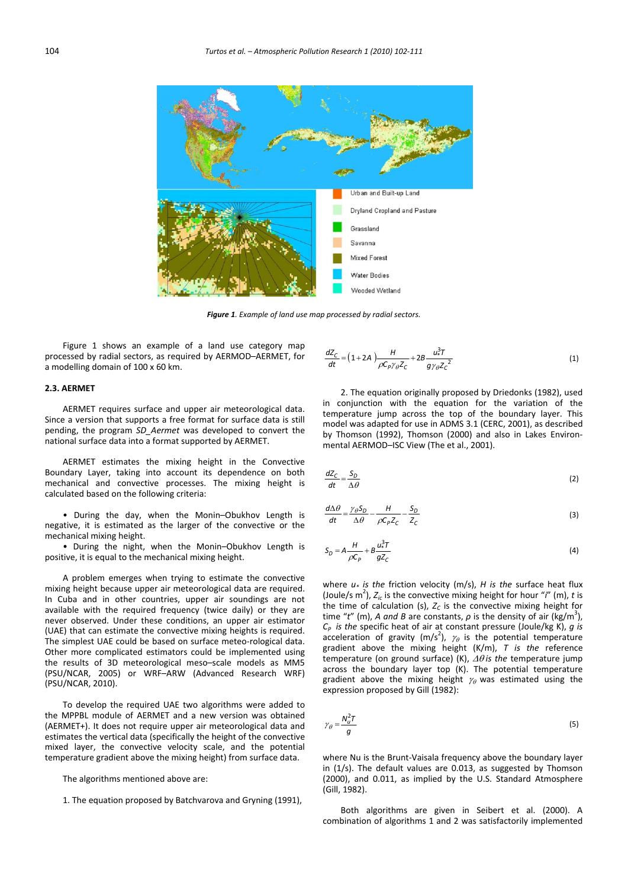*Figure 1. Example of land use map processed by radial sectors.*

Figure 1 shows an example of a land use category map processed by radial sectors, as required by AERMOD–AERMET, for a modelling domain of 100 x 60 km.

### 2.3. AERMET

AERMET requires surface and upper air meteorological data. Since a version that supports a free format for surface data is still pending, the program *SD_Aermet* was developed to convert the national surface data into a format supported by AERMET.

AERMET estimates the mixing height in the Convective Boundary Layer, taking into account its dependence on both mechanical and convective processes. The mixing height is calculated based on the following criteria:

- During the day, when the Monin–Obukhov Length is negative, it is estimated as the larger of the convective or the mechanical mixing height.
- During the night, when the Monin–Obukhov Length is positive, it is equal to the mechanical mixing height.

A problem emerges when trying to estimate the convective mixing height because upper air meteorological data are required. In Cuba and in other countries, upper air soundings are not available with the required frequency (twice daily) or they are never observed. Under these conditions, an upper air estimator (UAE) that can estimate the convective mixing heights is required. The simplest UAE could be based on surface meteo-rological data. Other more complicated estimators could be implemented using the results of 3D meteorological meso–scale models as MM5 (PSU/NCAR, 2005) or WRF–ARW (Advanced Research WRF) (PSU/NCAR, 2010).

To develop the required UAE two algorithms were added to the MPPBL module of AERMET and a new version was obtained (AERMET+). It does not require upper air meteorological data and estimates the vertical data (specifically the height of the convective mixed layer, the convective velocity scale, and the potential temperature gradient above the mixing height) from surface data.

The algorithms mentioned above are:

1. The equation proposed by Batchvarova and Gryning (1991),

$$\frac{dZ_C}{dt} = \left(1+2A\right)\frac{H}{\rho C_P \gamma_\theta Z_C} + 2B\frac{u_*^3 T}{g\gamma_\theta {Z_C}^2} \tag{1}$$

2. The equation originally proposed by Driedonks (1982), used in conjunction with the equation for the variation of the temperature jump across the top of the boundary layer. This model was adapted for use in ADMS 3.1 (CERC, 2001), as described by Thomson (1992), Thomson (2000) and also in Lakes Environ-mental AERMOD–ISC View (The et al., 2001).

$$\frac{dZ_C}{dt} = \frac{S_D}{\Delta\theta} \tag{2}$$

$$\frac{d\Delta\theta}{dt} = \frac{\gamma_\theta S_D}{\Delta\theta} - \frac{H}{\rho C_P Z_C} - \frac{S_D}{Z_C} \tag{3}$$

$$S_D = A\frac{H}{\rho C_P} + B\frac{u_*^3 T}{g Z_C} \tag{4}$$

where $u_*$ *is the* friction velocity (m/s), *H is the* surface heat flux (Joule/s m$^2$), $Z_{ic}$ is the convective mixing height for hour "*i*" (m), *t* is the time of calculation (s), $Z_C$ is the convective mixing height for time "*t*" (m), *A and B* are constants, $\rho$ is the density of air (kg/m$^3$), $C_P$ *is the* specific heat of air at constant pressure (Joule/kg K), *g is* acceleration of gravity (m/s$^2$), $\gamma_\theta$ is the potential temperature gradient above the mixing height (K/m), *T is the* reference temperature (on ground surface) (K), $\Delta\theta$ *is the* temperature jump across the boundary layer top (K). The potential temperature gradient above the mixing height $\gamma_\theta$ was estimated using the expression proposed by Gill (1982):

$$\gamma_\theta = \frac{N_u^2 T}{g} \tag{5}$$

where Nu is the Brunt-Vaisala frequency above the boundary layer in (1/s). The default values are 0.013, as suggested by Thomson (2000), and 0.011, as implied by the U.S. Standard Atmosphere (Gill, 1982).

Both algorithms are given in Seibert et al. (2000). A combination of algorithms 1 and 2 was satisfactorily implemented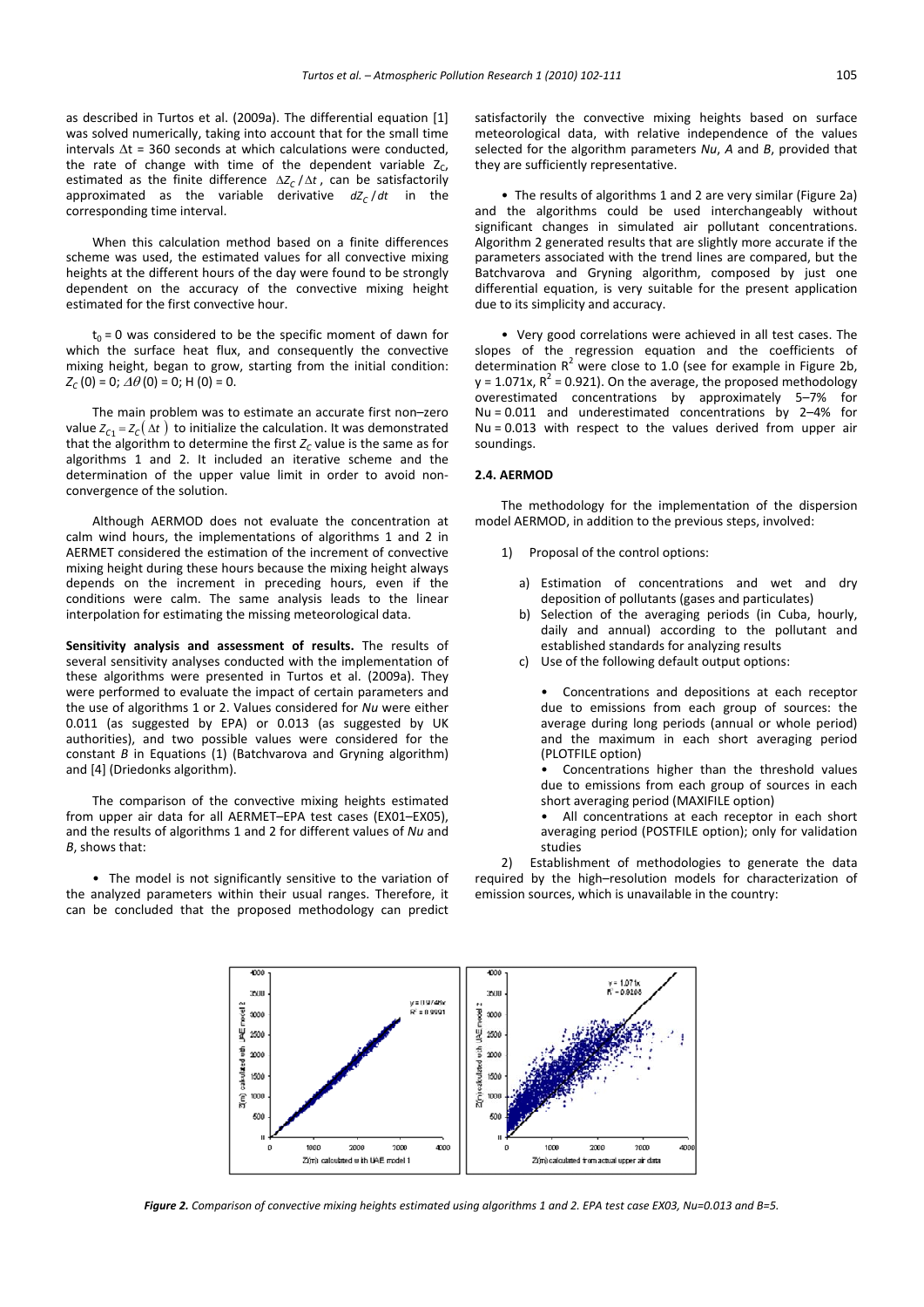as described in Turtos et al. (2009a). The differential equation [1] was solved numerically, taking into account that for the small time intervals $\Delta t$ = 360 seconds at which calculations were conducted, the rate of change with time of the dependent variable $Z_C$, estimated as the finite difference $\Delta Z_C / \Delta t$, can be satisfactorily approximated as the variable derivative $dZ_C / dt$ in the corresponding time interval.

When this calculation method based on a finite differences scheme was used, the estimated values for all convective mixing heights at the different hours of the day were found to be strongly dependent on the accuracy of the convective mixing height estimated for the first convective hour.

$t_0 = 0$ was considered to be the specific moment of dawn for which the surface heat flux, and consequently the convective mixing height, began to grow, starting from the initial condition: $Z_C(0) = 0$; $\Delta\theta(0) = 0$; $H(0) = 0$.

The main problem was to estimate an accurate first non–zero value $Z_{C1} = Z_C(\Delta t)$ to initialize the calculation. It was demonstrated that the algorithm to determine the first $Z_C$ value is the same as for algorithms 1 and 2. It included an iterative scheme and the determination of the upper value limit in order to avoid non-convergence of the solution.

Although AERMOD does not evaluate the concentration at calm wind hours, the implementations of algorithms 1 and 2 in AERMET considered the estimation of the increment of convective mixing height during these hours because the mixing height always depends on the increment in preceding hours, even if the conditions were calm. The same analysis leads to the linear interpolation for estimating the missing meteorological data.

**Sensitivity analysis and assessment of results.** The results of several sensitivity analyses conducted with the implementation of these algorithms were presented in Turtos et al. (2009a). They were performed to evaluate the impact of certain parameters and the use of algorithms 1 or 2. Values considered for *Nu* were either 0.011 (as suggested by EPA) or 0.013 (as suggested by UK authorities), and two possible values were considered for the constant *B* in Equations (1) (Batchvarova and Gryning algorithm) and [4] (Driedonks algorithm).

The comparison of the convective mixing heights estimated from upper air data for all AERMET–EPA test cases (EX01–EX05), and the results of algorithms 1 and 2 for different values of *Nu* and *B*, shows that:

• The model is not significantly sensitive to the variation of the analyzed parameters within their usual ranges. Therefore, it can be concluded that the proposed methodology can predict satisfactorily the convective mixing heights based on surface meteorological data, with relative independence of the values selected for the algorithm parameters *Nu*, *A* and *B*, provided that they are sufficiently representative.

• The results of algorithms 1 and 2 are very similar (Figure 2a) and the algorithms could be used interchangeably without significant changes in simulated air pollutant concentrations. Algorithm 2 generated results that are slightly more accurate if the parameters associated with the trend lines are compared, but the Batchvarova and Gryning algorithm, composed by just one differential equation, is very suitable for the present application due to its simplicity and accuracy.

• Very good correlations were achieved in all test cases. The slopes of the regression equation and the coefficients of determination $R^2$ were close to 1.0 (see for example in Figure 2b, $y = 1.071x$, $R^2 = 0.921$). On the average, the proposed methodology overestimated concentrations by approximately 5–7% for Nu = 0.011 and underestimated concentrations by 2–4% for Nu = 0.013 with respect to the values derived from upper air soundings.

### 2.4. AERMOD

The methodology for the implementation of the dispersion model AERMOD, in addition to the previous steps, involved:

1) Proposal of the control options:

   a) Estimation of concentrations and wet and dry deposition of pollutants (gases and particulates)
   b) Selection of the averaging periods (in Cuba, hourly, daily and annual) according to the pollutant and established standards for analyzing results
   c) Use of the following default output options:

      • Concentrations and depositions at each receptor due to emissions from each group of sources: the average during long periods (annual or whole period) and the maximum in each short averaging period (PLOTFILE option)
      • Concentrations higher than the threshold values due to emissions from each group of sources in each short averaging period (MAXIFILE option)
      • All concentrations at each receptor in each short averaging period (POSTFILE option); only for validation studies

2) Establishment of methodologies to generate the data required by the high–resolution models for characterization of emission sources, which is unavailable in the country:

*Figure 2. Comparison of convective mixing heights estimated using algorithms 1 and 2. EPA test case EX03, Nu=0.013 and B=5.*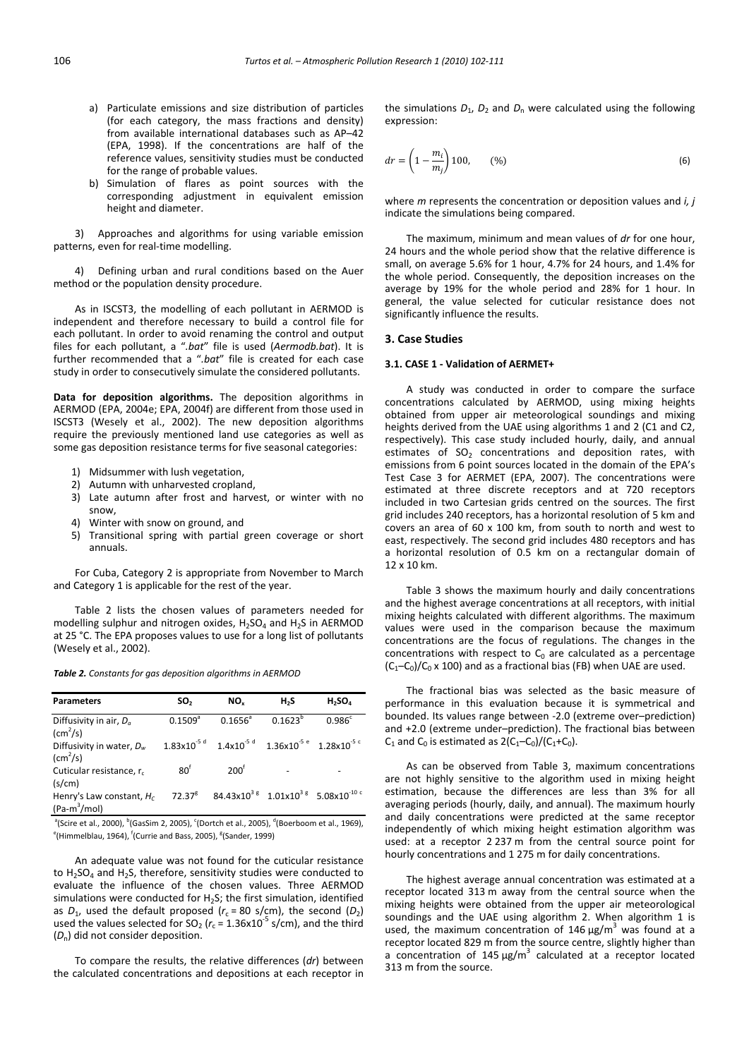a) Particulate emissions and size distribution of particles (for each category, the mass fractions and density) from available international databases such as AP–42 (EPA, 1998). If the concentrations are half of the reference values, sensitivity studies must be conducted for the range of probable values.

b) Simulation of flares as point sources with the corresponding adjustment in equivalent emission height and diameter.

3) Approaches and algorithms for using variable emission patterns, even for real-time modelling.

4) Defining urban and rural conditions based on the Auer method or the population density procedure.

As in ISCST3, the modelling of each pollutant in AERMOD is independent and therefore necessary to build a control file for each pollutant. In order to avoid renaming the control and output files for each pollutant, a "*.bat*" file is used (*Aermodb.bat*). It is further recommended that a "*.bat*" file is created for each case study in order to consecutively simulate the considered pollutants.

**Data for deposition algorithms.** The deposition algorithms in AERMOD (EPA, 2004e; EPA, 2004f) are different from those used in ISCST3 (Wesely et al., 2002). The new deposition algorithms require the previously mentioned land use categories as well as some gas deposition resistance terms for five seasonal categories:

1) Midsummer with lush vegetation,
2) Autumn with unharvested cropland,
3) Late autumn after frost and harvest, or winter with no snow,
4) Winter with snow on ground, and
5) Transitional spring with partial green coverage or short annuals.

For Cuba, Category 2 is appropriate from November to March and Category 1 is applicable for the rest of the year.

Table 2 lists the chosen values of parameters needed for modelling sulphur and nitrogen oxides, $H_2SO_4$ and $H_2S$ in AERMOD at 25 °C. The EPA proposes values to use for a long list of pollutants (Wesely et al., 2002).

*Table 2. Constants for gas deposition algorithms in AERMOD*

| Parameters | $SO_2$ | $NO_x$ | $H_2S$ | $H_2SO_4$ |
|---|---|---|---|---|
| Diffusivity in air, $D_a$ ($cm^2/s$) | 0.1509[a] | 0.1656[a] | 0.1623[b] | 0.986[c] |
| Diffusivity in water, $D_w$ ($cm^2/s$) | $1.83 \times 10^{-5}$ [d] | $1.4 \times 10^{-5}$ [d] | $1.36 \times 10^{-5}$ [e] | $1.28 \times 10^{-5}$ [c] |
| Cuticular resistance, $r_c$ (s/cm) | 80[f] | 200[f] | - | - |
| Henry's Law constant, $H_C$ (Pa-$m^3$/mol) | 72.37[g] | $84.43 \times 10^{3}$ [g] | $1.01 \times 10^{3}$ [g] | $5.08 \times 10^{-10}$ [c] |

[a](Scire et al., 2000), [b](GasSim 2, 2005), [c](Dortch et al., 2005), [d](Boerboom et al., 1969), [e](Himmelblau, 1964), [f](Currie and Bass, 2005), [g](Sander, 1999)

An adequate value was not found for the cuticular resistance to $H_2SO_4$ and $H_2S$, therefore, sensitivity studies were conducted to evaluate the influence of the chosen values. Three AERMOD simulations were conducted for $H_2S$; the first simulation, identified as $D_1$, used the default proposed ($r_c$ = 80 s/cm), the second ($D_2$) used the values selected for $SO_2$ ($r_c = 1.36 \times 10^{-5}$ s/cm), and the third ($D_n$) did not consider deposition.

To compare the results, the relative differences ($dr$) between the calculated concentrations and depositions at each receptor in the simulations $D_1$, $D_2$ and $D_n$ were calculated using the following expression:

$$dr = \left(1 - \frac{m_i}{m_j}\right) 100, \qquad (\%) \tag{6}$$

where $m$ represents the concentration or deposition values and $i, j$ indicate the simulations being compared.

The maximum, minimum and mean values of $dr$ for one hour, 24 hours and the whole period show that the relative difference is small, on average 5.6% for 1 hour, 4.7% for 24 hours, and 1.4% for the whole period. Consequently, the deposition increases on the average by 19% for the whole period and 28% for 1 hour. In general, the value selected for cuticular resistance does not significantly influence the results.

## 3. Case Studies

### 3.1. CASE 1 - Validation of AERMET+

A study was conducted in order to compare the surface concentrations calculated by AERMOD, using mixing heights obtained from upper air meteorological soundings and mixing heights derived from the UAE using algorithms 1 and 2 (C1 and C2, respectively). This case study included hourly, daily, and annual estimates of $SO_2$ concentrations and deposition rates, with emissions from 6 point sources located in the domain of the EPA's Test Case 3 for AERMET (EPA, 2007). The concentrations were estimated at three discrete receptors and at 720 receptors included in two Cartesian grids centred on the sources. The first grid includes 240 receptors, has a horizontal resolution of 5 km and covers an area of 60 x 100 km, from south to north and west to east, respectively. The second grid includes 480 receptors and has a horizontal resolution of 0.5 km on a rectangular domain of 12 x 10 km.

Table 3 shows the maximum hourly and daily concentrations and the highest average concentrations at all receptors, with initial mixing heights calculated with different algorithms. The maximum values were used in the comparison because the maximum concentrations are the focus of regulations. The changes in the concentrations with respect to $C_0$ are calculated as a percentage $(C_1–C_0)/C_0 \times 100$) and as a fractional bias (FB) when UAE are used.

The fractional bias was selected as the basic measure of performance in this evaluation because it is symmetrical and bounded. Its values range between -2.0 (extreme over–prediction) and +2.0 (extreme under–prediction). The fractional bias between $C_1$ and $C_0$ is estimated as $2(C_1–C_0)/(C_1+C_0)$.

As can be observed from Table 3, maximum concentrations are not highly sensitive to the algorithm used in mixing height estimation, because the differences are less than 3% for all averaging periods (hourly, daily, and annual). The maximum hourly and daily concentrations were predicted at the same receptor independently of which mixing height estimation algorithm was used: at a receptor 2 237 m from the central source point for hourly concentrations and 1 275 m for daily concentrations.

The highest average annual concentration was estimated at a receptor located 313 m away from the central source when the mixing heights were obtained from the upper air meteorological soundings and the UAE using algorithm 2. When algorithm 1 is used, the maximum concentration of 146 μg/$m^3$ was found at a receptor located 829 m from the source centre, slightly higher than a concentration of 145 μg/$m^3$ calculated at a receptor located 313 m from the source.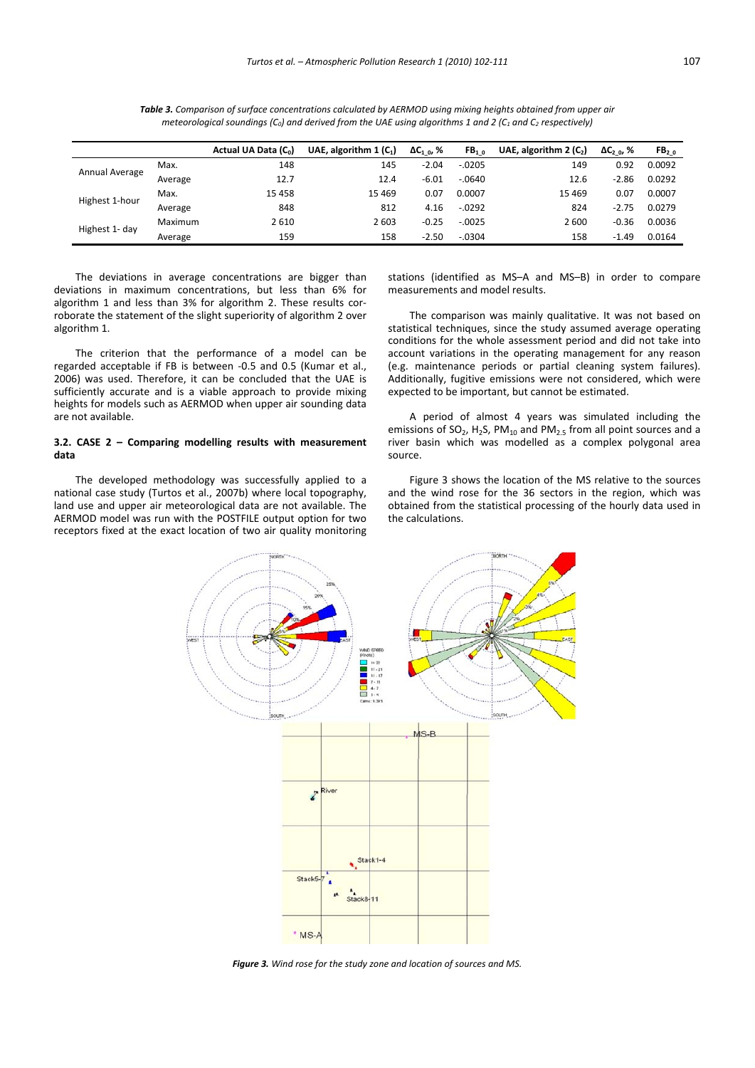*Table 3. Comparison of surface concentrations calculated by AERMOD using mixing heights obtained from upper air meteorological soundings ($C_0$) and derived from the UAE using algorithms 1 and 2 ($C_1$ and $C_2$ respectively)*

| | | Actual UA Data ($C_0$) | UAE, algorithm 1 ($C_1$) | $\Delta C_{1\_0}$, % | $FB_{1\_0}$ | UAE, algorithm 2 ($C_2$) | $\Delta C_{2\_0}$, % | $FB_{2\_0}$ |
|---|---|---|---|---|---|---|---|---|
| Annual Average | Max. | 148 | 145 | -2.04 | -.0205 | 149 | 0.92 | 0.0092 |
| | Average | 12.7 | 12.4 | -6.01 | -.0640 | 12.6 | -2.86 | 0.0292 |
| Highest 1-hour | Max. | 15 458 | 15 469 | 0.07 | 0.0007 | 15 469 | 0.07 | 0.0007 |
| | Average | 848 | 812 | 4.16 | -.0292 | 824 | -2.75 | 0.0279 |
| Highest 1- day | Maximum | 2 610 | 2 603 | -0.25 | -.0025 | 2 600 | -0.36 | 0.0036 |
| | Average | 159 | 158 | -2.50 | -.0304 | 158 | -1.49 | 0.0164 |

The deviations in average concentrations are bigger than deviations in maximum concentrations, but less than 6% for algorithm 1 and less than 3% for algorithm 2. These results corroborate the statement of the slight superiority of algorithm 2 over algorithm 1.

The criterion that the performance of a model can be regarded acceptable if FB is between -0.5 and 0.5 (Kumar et al., 2006) was used. Therefore, it can be concluded that the UAE is sufficiently accurate and is a viable approach to provide mixing heights for models such as AERMOD when upper air sounding data are not available.

### 3.2. CASE 2 – Comparing modelling results with measurement data

The developed methodology was successfully applied to a national case study (Turtos et al., 2007b) where local topography, land use and upper air meteorological data are not available. The AERMOD model was run with the POSTFILE output option for two receptors fixed at the exact location of two air quality monitoring stations (identified as MS–A and MS–B) in order to compare measurements and model results.

The comparison was mainly qualitative. It was not based on statistical techniques, since the study assumed average operating conditions for the whole assessment period and did not take into account variations in the operating management for any reason (e.g. maintenance periods or partial cleaning system failures). Additionally, fugitive emissions were not considered, which were expected to be important, but cannot be estimated.

A period of almost 4 years was simulated including the emissions of $SO_2$, $H_2S$, $PM_{10}$ and $PM_{2.5}$ from all point sources and a river basin which was modelled as a complex polygonal area source.

Figure 3 shows the location of the MS relative to the sources and the wind rose for the 36 sectors in the region, which was obtained from the statistical processing of the hourly data used in the calculations.

*Figure 3. Wind rose for the study zone and location of sources and MS.*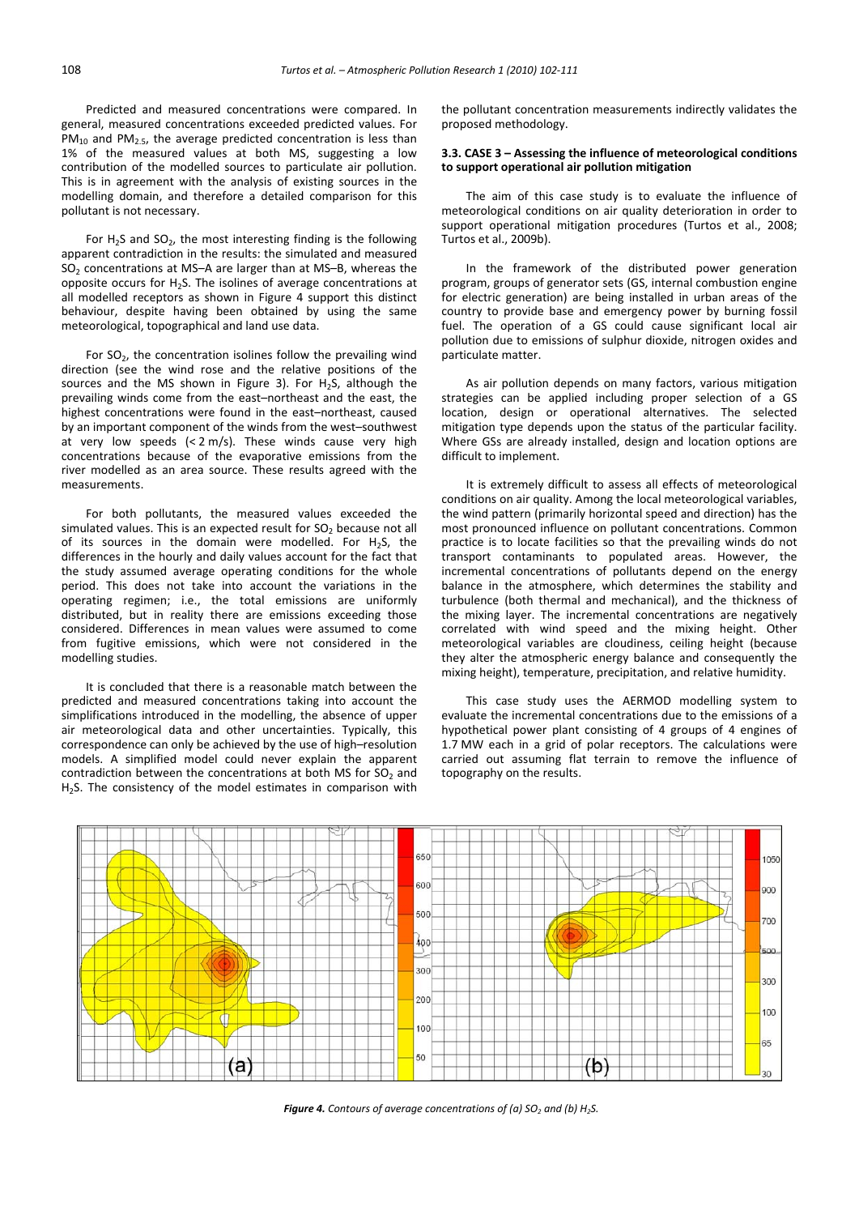Predicted and measured concentrations were compared. In general, measured concentrations exceeded predicted values. For $PM_{10}$ and $PM_{2.5}$, the average predicted concentration is less than 1% of the measured values at both MS, suggesting a low contribution of the modelled sources to particulate air pollution. This is in agreement with the analysis of existing sources in the modelling domain, and therefore a detailed comparison for this pollutant is not necessary.

For $H_2S$ and $SO_2$, the most interesting finding is the following apparent contradiction in the results: the simulated and measured $SO_2$ concentrations at MS–A are larger than at MS–B, whereas the opposite occurs for $H_2S$. The isolines of average concentrations at all modelled receptors as shown in Figure 4 support this distinct behaviour, despite having been obtained by using the same meteorological, topographical and land use data.

For $SO_2$, the concentration isolines follow the prevailing wind direction (see the wind rose and the relative positions of the sources and the MS shown in Figure 3). For $H_2S$, although the prevailing winds come from the east–northeast and the east, the highest concentrations were found in the east–northeast, caused by an important component of the winds from the west–southwest at very low speeds (< 2 m/s). These winds cause very high concentrations because of the evaporative emissions from the river modelled as an area source. These results agreed with the measurements.

For both pollutants, the measured values exceeded the simulated values. This is an expected result for $SO_2$ because not all of its sources in the domain were modelled. For $H_2S$, the differences in the hourly and daily values account for the fact that the study assumed average operating conditions for the whole period. This does not take into account the variations in the operating regimen; i.e., the total emissions are uniformly distributed, but in reality there are emissions exceeding those considered. Differences in mean values were assumed to come from fugitive emissions, which were not considered in the modelling studies.

It is concluded that there is a reasonable match between the predicted and measured concentrations taking into account the simplifications introduced in the modelling, the absence of upper air meteorological data and other uncertainties. Typically, this correspondence can only be achieved by the use of high–resolution models. A simplified model could never explain the apparent contradiction between the concentrations at both MS for $SO_2$ and $H_2S$. The consistency of the model estimates in comparison with the pollutant concentration measurements indirectly validates the proposed methodology.

### 3.3. CASE 3 – Assessing the influence of meteorological conditions to support operational air pollution mitigation

The aim of this case study is to evaluate the influence of meteorological conditions on air quality deterioration in order to support operational mitigation procedures (Turtos et al., 2008; Turtos et al., 2009b).

In the framework of the distributed power generation program, groups of generator sets (GS, internal combustion engine for electric generation) are being installed in urban areas of the country to provide base and emergency power by burning fossil fuel. The operation of a GS could cause significant local air pollution due to emissions of sulphur dioxide, nitrogen oxides and particulate matter.

As air pollution depends on many factors, various mitigation strategies can be applied including proper selection of a GS location, design or operational alternatives. The selected mitigation type depends upon the status of the particular facility. Where GSs are already installed, design and location options are difficult to implement.

It is extremely difficult to assess all effects of meteorological conditions on air quality. Among the local meteorological variables, the wind pattern (primarily horizontal speed and direction) has the most pronounced influence on pollutant concentrations. Common practice is to locate facilities so that the prevailing winds do not transport contaminants to populated areas. However, the incremental concentrations of pollutants depend on the energy balance in the atmosphere, which determines the stability and turbulence (both thermal and mechanical), and the thickness of the mixing layer. The incremental concentrations are negatively correlated with wind speed and the mixing height. Other meteorological variables are cloudiness, ceiling height (because they alter the atmospheric energy balance and consequently the mixing height), temperature, precipitation, and relative humidity.

This case study uses the AERMOD modelling system to evaluate the incremental concentrations due to the emissions of a hypothetical power plant consisting of 4 groups of 4 engines of 1.7 MW each in a grid of polar receptors. The calculations were carried out assuming flat terrain to remove the influence of topography on the results.

***Figure 4.*** *Contours of average concentrations of (a) $SO_2$ and (b) $H_2S$.*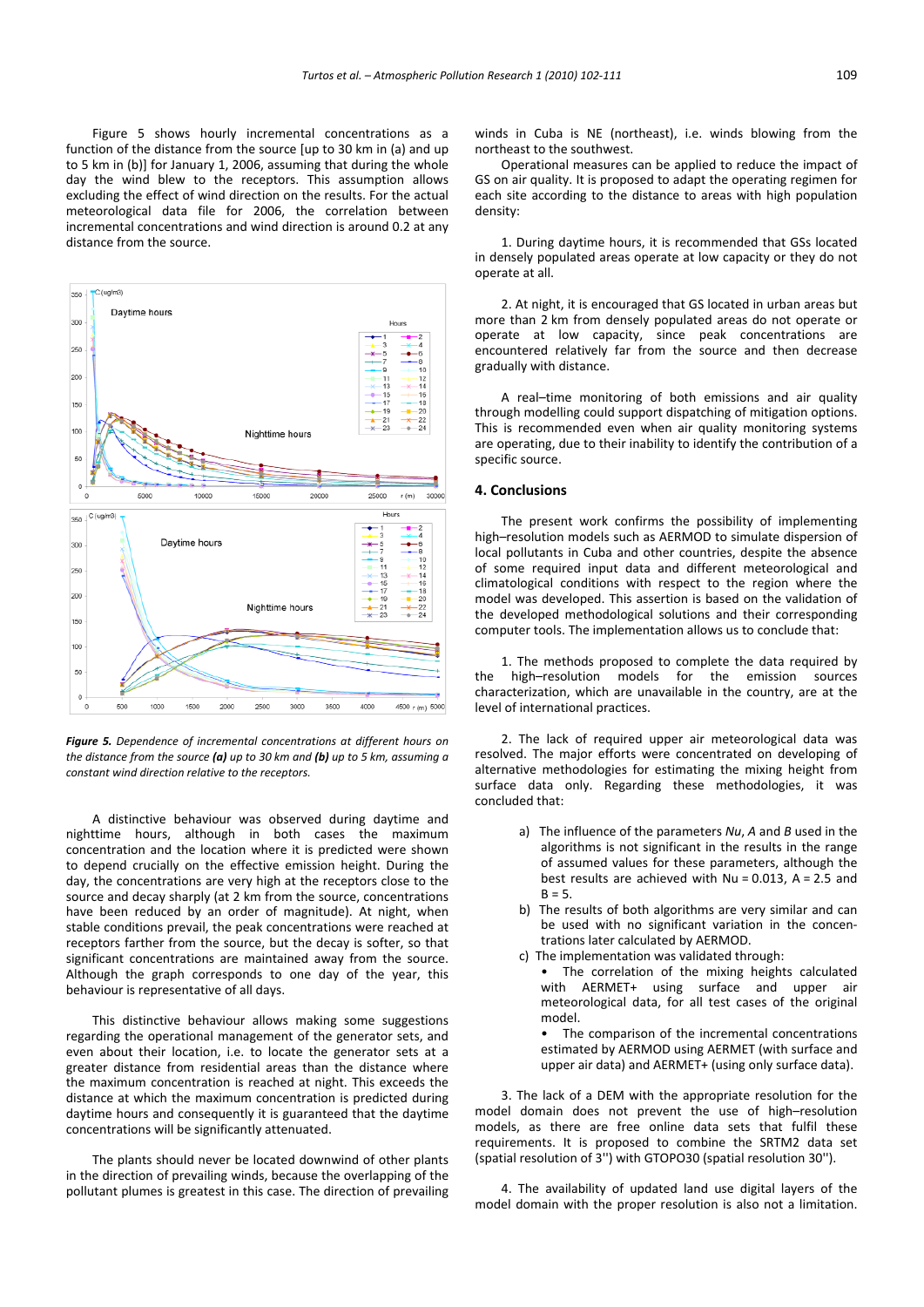Figure 5 shows hourly incremental concentrations as a function of the distance from the source [up to 30 km in (a) and up to 5 km in (b)] for January 1, 2006, assuming that during the whole day the wind blew to the receptors. This assumption allows excluding the effect of wind direction on the results. For the actual meteorological data file for 2006, the correlation between incremental concentrations and wind direction is around 0.2 at any distance from the source.

***Figure 5.*** *Dependence of incremental concentrations at different hours on the distance from the source* ***(a)*** *up to 30 km and* ***(b)*** *up to 5 km, assuming a constant wind direction relative to the receptors.*

A distinctive behaviour was observed during daytime and nighttime hours, although in both cases the maximum concentration and the location where it is predicted were shown to depend crucially on the effective emission height. During the day, the concentrations are very high at the receptors close to the source and decay sharply (at 2 km from the source, concentrations have been reduced by an order of magnitude). At night, when stable conditions prevail, the peak concentrations were reached at receptors farther from the source, but the decay is softer, so that significant concentrations are maintained away from the source. Although the graph corresponds to one day of the year, this behaviour is representative of all days.

This distinctive behaviour allows making some suggestions regarding the operational management of the generator sets, and even about their location, i.e. to locate the generator sets at a greater distance from residential areas than the distance where the maximum concentration is reached at night. This exceeds the distance at which the maximum concentration is predicted during daytime hours and consequently it is guaranteed that the daytime concentrations will be significantly attenuated.

The plants should never be located downwind of other plants in the direction of prevailing winds, because the overlapping of the pollutant plumes is greatest in this case. The direction of prevailing winds in Cuba is NE (northeast), i.e. winds blowing from the northeast to the southwest.

Operational measures can be applied to reduce the impact of GS on air quality. It is proposed to adapt the operating regimen for each site according to the distance to areas with high population density:

1. During daytime hours, it is recommended that GSs located in densely populated areas operate at low capacity or they do not operate at all.

2. At night, it is encouraged that GS located in urban areas but more than 2 km from densely populated areas do not operate or operate at low capacity, since peak concentrations are encountered relatively far from the source and then decrease gradually with distance.

A real–time monitoring of both emissions and air quality through modelling could support dispatching of mitigation options. This is recommended even when air quality monitoring systems are operating, due to their inability to identify the contribution of a specific source.

## 4. Conclusions

The present work confirms the possibility of implementing high–resolution models such as AERMOD to simulate dispersion of local pollutants in Cuba and other countries, despite the absence of some required input data and different meteorological and climatological conditions with respect to the region where the model was developed. This assertion is based on the validation of the developed methodological solutions and their corresponding computer tools. The implementation allows us to conclude that:

1. The methods proposed to complete the data required by the high–resolution models for the emission sources characterization, which are unavailable in the country, are at the level of international practices.

2. The lack of required upper air meteorological data was resolved. The major efforts were concentrated on developing of alternative methodologies for estimating the mixing height from surface data only. Regarding these methodologies, it was concluded that:

a) The influence of the parameters *Nu*, *A* and *B* used in the algorithms is not significant in the results in the range of assumed values for these parameters, although the best results are achieved with Nu = 0.013, A = 2.5 and B = 5.
b) The results of both algorithms are very similar and can be used with no significant variation in the concentrations later calculated by AERMOD.
c) The implementation was validated through:
   - The correlation of the mixing heights calculated with AERMET+ using surface and upper air meteorological data, for all test cases of the original model.
   - The comparison of the incremental concentrations estimated by AERMOD using AERMET (with surface and upper air data) and AERMET+ (using only surface data).

3. The lack of a DEM with the appropriate resolution for the model domain does not prevent the use of high–resolution models, as there are free online data sets that fulfil these requirements. It is proposed to combine the SRTM2 data set (spatial resolution of 3'') with GTOPO30 (spatial resolution 30'').

4. The availability of updated land use digital layers of the model domain with the proper resolution is also not a limitation.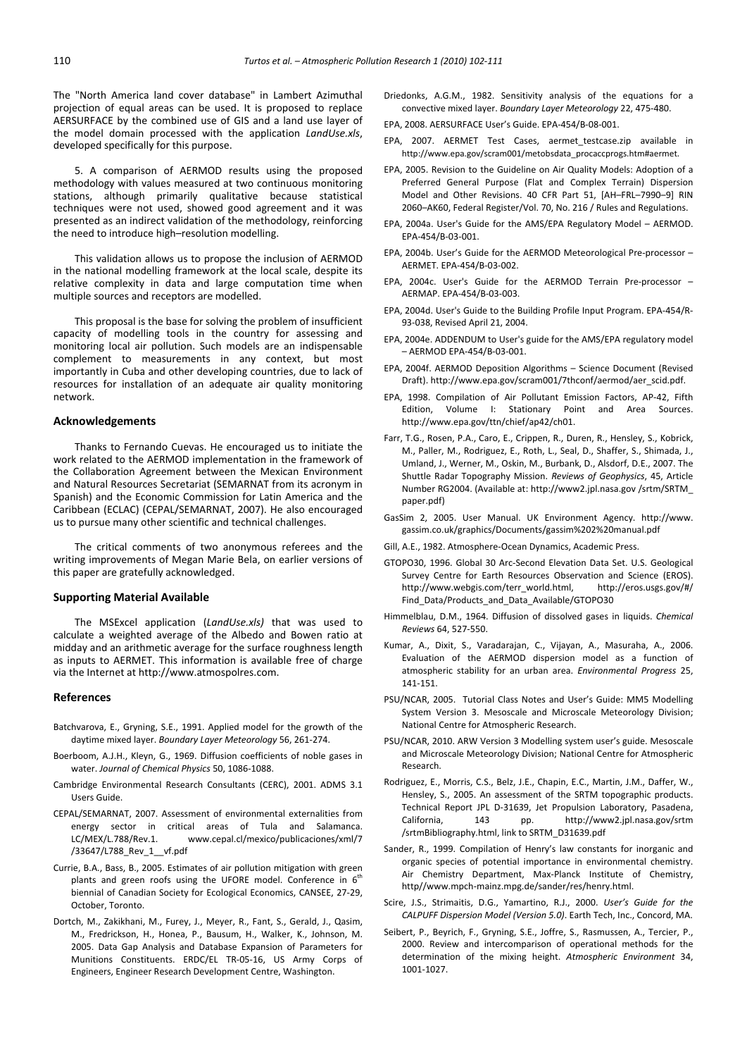The "North America land cover database" in Lambert Azimuthal projection of equal areas can be used. It is proposed to replace AERSURFACE by the combined use of GIS and a land use layer of the model domain processed with the application *LandUse.xls*, developed specifically for this purpose.

5. A comparison of AERMOD results using the proposed methodology with values measured at two continuous monitoring stations, although primarily qualitative because statistical techniques were not used, showed good agreement and it was presented as an indirect validation of the methodology, reinforcing the need to introduce high–resolution modelling.

This validation allows us to propose the inclusion of AERMOD in the national modelling framework at the local scale, despite its relative complexity in data and large computation time when multiple sources and receptors are modelled.

This proposal is the base for solving the problem of insufficient capacity of modelling tools in the country for assessing and monitoring local air pollution. Such models are an indispensable complement to measurements in any context, but most importantly in Cuba and other developing countries, due to lack of resources for installation of an adequate air quality monitoring network.

### Acknowledgements

Thanks to Fernando Cuevas. He encouraged us to initiate the work related to the AERMOD implementation in the framework of the Collaboration Agreement between the Mexican Environment and Natural Resources Secretariat (SEMARNAT from its acronym in Spanish) and the Economic Commission for Latin America and the Caribbean (ECLAC) (CEPAL/SEMARNAT, 2007). He also encouraged us to pursue many other scientific and technical challenges.

The critical comments of two anonymous referees and the writing improvements of Megan Marie Bela, on earlier versions of this paper are gratefully acknowledged.

### Supporting Material Available

The MSExcel application (*LandUse.xls)* that was used to calculate a weighted average of the Albedo and Bowen ratio at midday and an arithmetic average for the surface roughness length as inputs to AERMET. This information is available free of charge via the Internet at http://www.atmospolres.com.

### References

Batchvarova, E., Gryning, S.E., 1991. Applied model for the growth of the daytime mixed layer. *Boundary Layer Meteorology* 56, 261-274.

Boerboom, A.J.H., Kleyn, G., 1969. Diffusion coefficients of noble gases in water. *Journal of Chemical Physics* 50, 1086-1088.

Cambridge Environmental Research Consultants (CERC), 2001. ADMS 3.1 Users Guide.

CEPAL/SEMARNAT, 2007. Assessment of environmental externalities from energy sector in critical areas of Tula and Salamanca. LC/MEX/L.788/Rev.1. www.cepal.cl/mexico/publicaciones/xml/7/33647/L788_Rev_1__vf.pdf

Currie, B.A., Bass, B., 2005. Estimates of air pollution mitigation with green plants and green roofs using the UFORE model. Conference in 6th biennial of Canadian Society for Ecological Economics, CANSEE, 27-29, October, Toronto.

Dortch, M., Zakikhani, M., Furey, J., Meyer, R., Fant, S., Gerald, J., Qasim, M., Fredrickson, H., Honea, P., Bausum, H., Walker, K., Johnson, M. 2005. Data Gap Analysis and Database Expansion of Parameters for Munitions Constituents. ERDC/EL TR-05-16, US Army Corps of Engineers, Engineer Research Development Centre, Washington.

Driedonks, A.G.M., 1982. Sensitivity analysis of the equations for a convective mixed layer. *Boundary Layer Meteorology* 22, 475-480.

EPA, 2008. AERSURFACE User's Guide. EPA-454/B-08-001.

EPA, 2007. AERMET Test Cases, aermet_testcase.zip available in http://www.epa.gov/scram001/metobsdata_procaccprogs.htm#aermet.

EPA, 2005. Revision to the Guideline on Air Quality Models: Adoption of a Preferred General Purpose (Flat and Complex Terrain) Dispersion Model and Other Revisions. 40 CFR Part 51, [AH–FRL–7990–9] RIN 2060–AK60, Federal Register/Vol. 70, No. 216 / Rules and Regulations.

EPA, 2004a. User's Guide for the AMS/EPA Regulatory Model – AERMOD. EPA-454/B-03-001.

EPA, 2004b. User's Guide for the AERMOD Meteorological Pre-processor – AERMET. EPA-454/B-03-002.

EPA, 2004c. User's Guide for the AERMOD Terrain Pre-processor – AERMAP. EPA-454/B-03-003.

EPA, 2004d. User's Guide to the Building Profile Input Program. EPA-454/R-93-038, Revised April 21, 2004.

EPA, 2004e. ADDENDUM to User's guide for the AMS/EPA regulatory model – AERMOD EPA-454/B-03-001.

EPA, 2004f. AERMOD Deposition Algorithms – Science Document (Revised Draft). http://www.epa.gov/scram001/7thconf/aermod/aer_scid.pdf.

EPA, 1998. Compilation of Air Pollutant Emission Factors, AP-42, Fifth Edition, Volume I: Stationary Point and Area Sources. http://www.epa.gov/ttn/chief/ap42/ch01.

Farr, T.G., Rosen, P.A., Caro, E., Crippen, R., Duren, R., Hensley, S., Kobrick, M., Paller, M., Rodriguez, E., Roth, L., Seal, D., Shaffer, S., Shimada, J., Umland, J., Werner, M., Oskin, M., Burbank, D., Alsdorf, D.E., 2007. The Shuttle Radar Topography Mission. *Reviews of Geophysics*, 45, Article Number RG2004. (Available at: http://www2.jpl.nasa.gov /srtm/SRTM_paper.pdf)

GasSim 2, 2005. User Manual. UK Environment Agency. http://www.gassim.co.uk/graphics/Documents/gassim%202%20manual.pdf

Gill, A.E., 1982. Atmosphere-Ocean Dynamics, Academic Press.

GTOPO30, 1996. Global 30 Arc-Second Elevation Data Set. U.S. Geological Survey Centre for Earth Resources Observation and Science (EROS). http://www.webgis.com/terr_world.html, http://eros.usgs.gov/#/Find_Data/Products_and_Data_Available/GTOPO30

Himmelblau, D.M., 1964. Diffusion of dissolved gases in liquids. *Chemical Reviews* 64, 527-550.

Kumar, A., Dixit, S., Varadarajan, C., Vijayan, A., Masuraha, A., 2006. Evaluation of the AERMOD dispersion model as a function of atmospheric stability for an urban area. *Environmental Progress* 25, 141-151.

PSU/NCAR, 2005. Tutorial Class Notes and User's Guide: MM5 Modelling System Version 3. Mesoscale and Microscale Meteorology Division; National Centre for Atmospheric Research.

PSU/NCAR, 2010. ARW Version 3 Modelling system user's guide. Mesoscale and Microscale Meteorology Division; National Centre for Atmospheric Research.

Rodriguez, E., Morris, C.S., Belz, J.E., Chapin, E.C., Martin, J.M., Daffer, W., Hensley, S., 2005. An assessment of the SRTM topographic products. Technical Report JPL D-31639, Jet Propulsion Laboratory, Pasadena, California, 143 pp. http://www2.jpl.nasa.gov/srtm/srtmBibliography.html, link to SRTM_D31639.pdf

Sander, R., 1999. Compilation of Henry's law constants for inorganic and organic species of potential importance in environmental chemistry. Air Chemistry Department, Max-Planck Institute of Chemistry, http//www.mpch-mainz.mpg.de/sander/res/henry.html.

Scire, J.S., Strimaitis, D.G., Yamartino, R.J., 2000. *User's Guide for the CALPUFF Dispersion Model (Version 5.0)*. Earth Tech, Inc., Concord, MA.

Seibert, P., Beyrich, F., Gryning, S.E., Joffre, S., Rasmussen, A., Tercier, P., 2000. Review and intercomparison of operational methods for the determination of the mixing height. *Atmospheric Environment* 34, 1001-1027.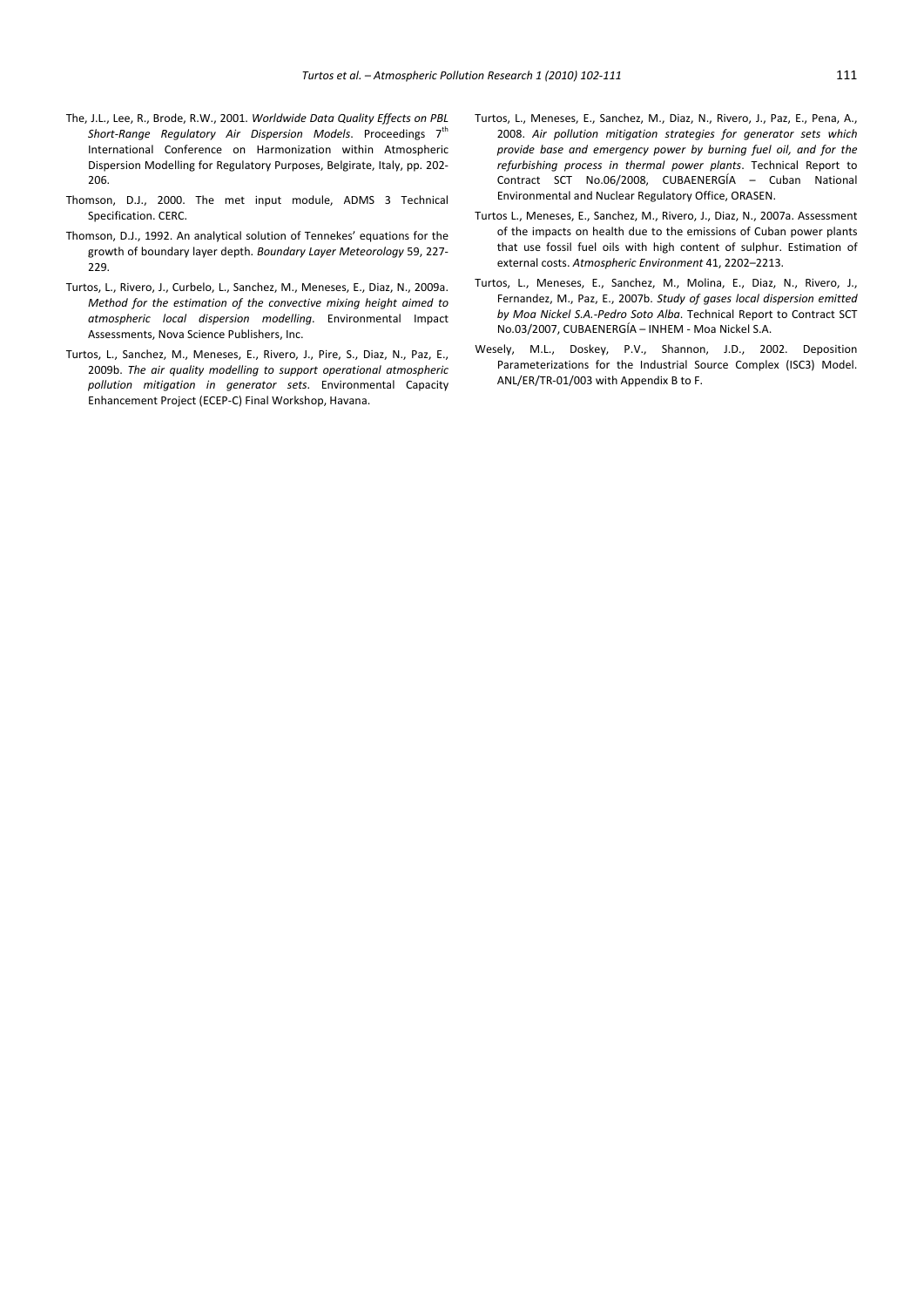The, J.L., Lee, R., Brode, R.W., 2001. *Worldwide Data Quality Effects on PBL Short-Range Regulatory Air Dispersion Models*. Proceedings 7[th] International Conference on Harmonization within Atmospheric Dispersion Modelling for Regulatory Purposes, Belgirate, Italy, pp. 202-206.

Thomson, D.J., 2000. The met input module, ADMS 3 Technical Specification. CERC.

Thomson, D.J., 1992. An analytical solution of Tennekes' equations for the growth of boundary layer depth. *Boundary Layer Meteorology* 59, 227-229.

Turtos, L., Rivero, J., Curbelo, L., Sanchez, M., Meneses, E., Diaz, N., 2009a. *Method for the estimation of the convective mixing height aimed to atmospheric local dispersion modelling*. Environmental Impact Assessments, Nova Science Publishers, Inc.

Turtos, L., Sanchez, M., Meneses, E., Rivero, J., Pire, S., Diaz, N., Paz, E., 2009b. *The air quality modelling to support operational atmospheric pollution mitigation in generator sets*. Environmental Capacity Enhancement Project (ECEP-C) Final Workshop, Havana.

Turtos, L., Meneses, E., Sanchez, M., Diaz, N., Rivero, J., Paz, E., Pena, A., 2008. *Air pollution mitigation strategies for generator sets which provide base and emergency power by burning fuel oil, and for the refurbishing process in thermal power plants*. Technical Report to Contract SCT No.06/2008, CUBAENERGÍA – Cuban National Environmental and Nuclear Regulatory Office, ORASEN.

Turtos L., Meneses, E., Sanchez, M., Rivero, J., Diaz, N., 2007a. Assessment of the impacts on health due to the emissions of Cuban power plants that use fossil fuel oils with high content of sulphur. Estimation of external costs. *Atmospheric Environment* 41, 2202–2213.

Turtos, L., Meneses, E., Sanchez, M., Molina, E., Diaz, N., Rivero, J., Fernandez, M., Paz, E., 2007b. *Study of gases local dispersion emitted by Moa Nickel S.A.-Pedro Soto Alba*. Technical Report to Contract SCT No.03/2007, CUBAENERGÍA – INHEM - Moa Nickel S.A.

Wesely, M.L., Doskey, P.V., Shannon, J.D., 2002. Deposition Parameterizations for the Industrial Source Complex (ISC3) Model. ANL/ER/TR-01/003 with Appendix B to F.